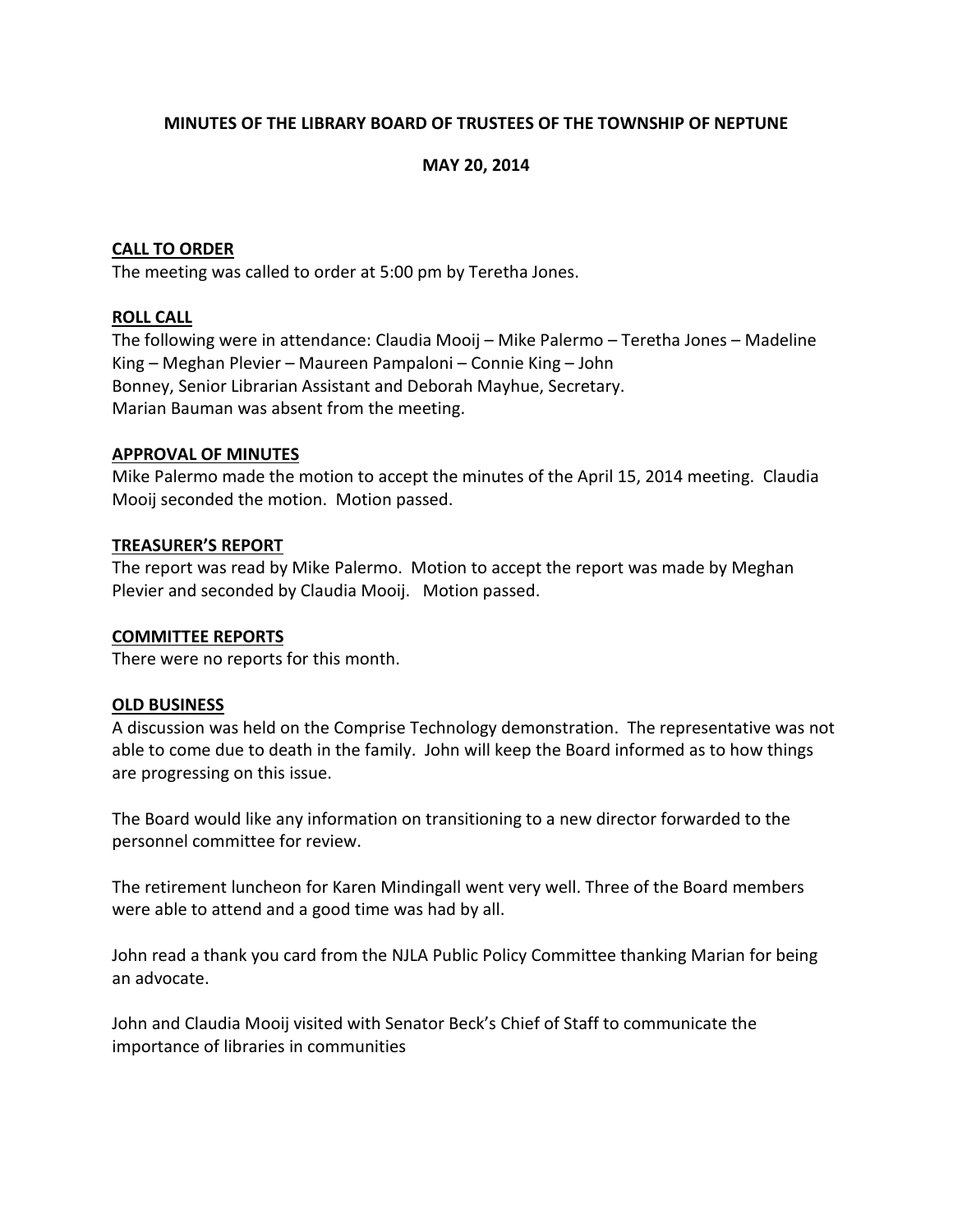**MINUTES OF THE LIBRARY BOARD OF TRUSTEES OF THE TOWNSHIP OF NEPTUNE**

**MAY 20, 2014**

**CALL TO ORDER**

The meeting was called to order at 5:00 pm by Teretha Jones.

**ROLL CALL**

The following were in attendance: Claudia Mooij – Mike Palermo – Teretha Jones – Madeline King – Meghan Plevier – Maureen Pampaloni – Connie King – John Bonney, Senior Librarian Assistant and Deborah Mayhue, Secretary.
Marian Bauman was absent from the meeting.

**APPROVAL OF MINUTES**

Mike Palermo made the motion to accept the minutes of the April 15, 2014 meeting. Claudia Mooij seconded the motion. Motion passed.

**TREASURER'S REPORT**

The report was read by Mike Palermo. Motion to accept the report was made by Meghan Plevier and seconded by Claudia Mooij. Motion passed.

**COMMITTEE REPORTS**

There were no reports for this month.

**OLD BUSINESS**

A discussion was held on the Comprise Technology demonstration. The representative was not able to come due to death in the family. John will keep the Board informed as to how things are progressing on this issue.

The Board would like any information on transitioning to a new director forwarded to the personnel committee for review.

The retirement luncheon for Karen Mindingall went very well. Three of the Board members were able to attend and a good time was had by all.

John read a thank you card from the NJLA Public Policy Committee thanking Marian for being an advocate.

John and Claudia Mooij visited with Senator Beck's Chief of Staff to communicate the importance of libraries in communities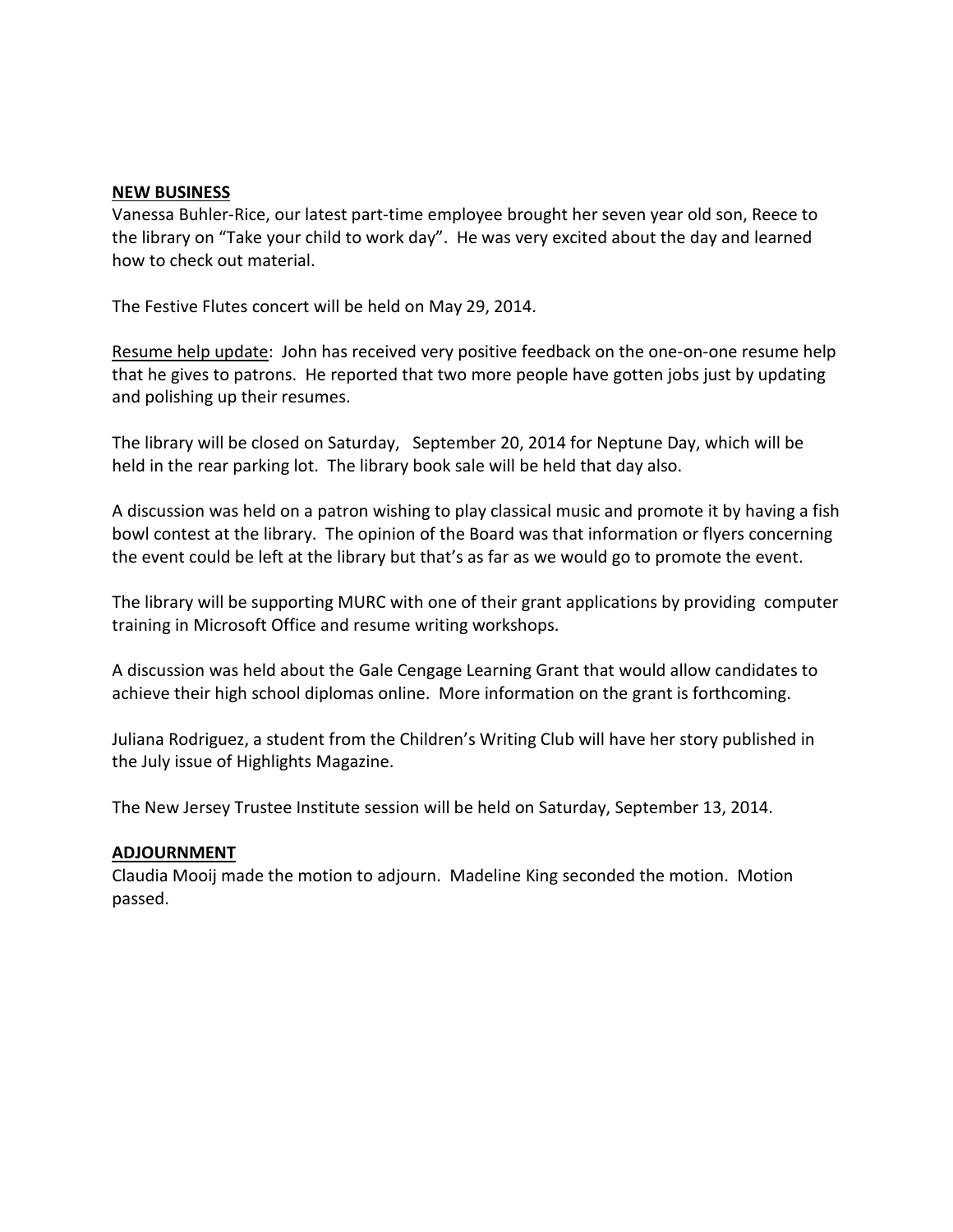**NEW BUSINESS**

Vanessa Buhler-Rice, our latest part-time employee brought her seven year old son, Reece to the library on "Take your child to work day". He was very excited about the day and learned how to check out material.

The Festive Flutes concert will be held on May 29, 2014.

Resume help update: John has received very positive feedback on the one-on-one resume help that he gives to patrons. He reported that two more people have gotten jobs just by updating and polishing up their resumes.

The library will be closed on Saturday, September 20, 2014 for Neptune Day, which will be held in the rear parking lot. The library book sale will be held that day also.

A discussion was held on a patron wishing to play classical music and promote it by having a fish bowl contest at the library. The opinion of the Board was that information or flyers concerning the event could be left at the library but that's as far as we would go to promote the event.

The library will be supporting MURC with one of their grant applications by providing computer training in Microsoft Office and resume writing workshops.

A discussion was held about the Gale Cengage Learning Grant that would allow candidates to achieve their high school diplomas online. More information on the grant is forthcoming.

Juliana Rodriguez, a student from the Children's Writing Club will have her story published in the July issue of Highlights Magazine.

The New Jersey Trustee Institute session will be held on Saturday, September 13, 2014.

**ADJOURNMENT**

Claudia Mooij made the motion to adjourn. Madeline King seconded the motion. Motion passed.